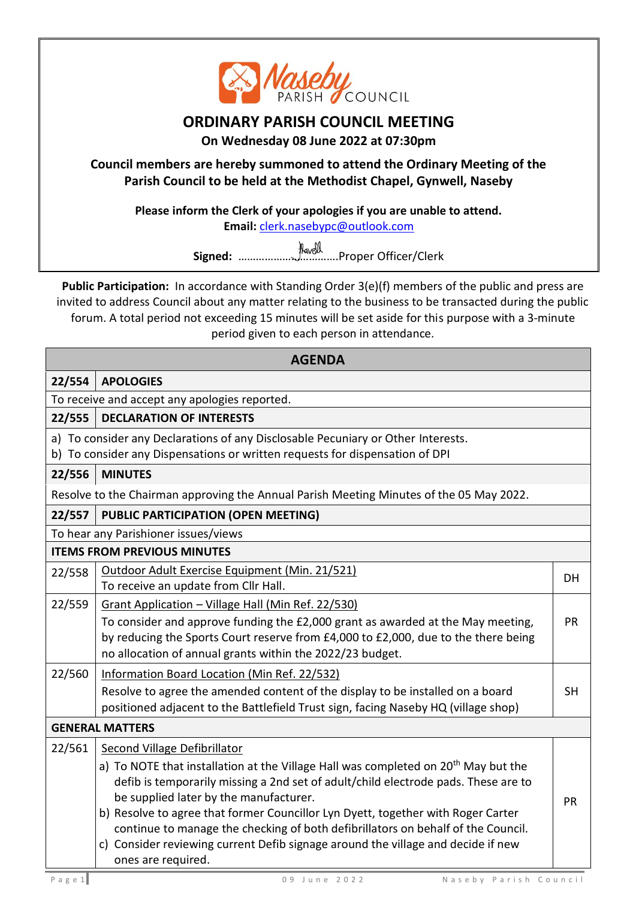Naseby PARISH COUNCIL

# ORDINARY PARISH COUNCIL MEETING

**On Wednesday 08 June 2022 at 07:30pm**

**Council members are hereby summoned to attend the Ordinary Meeting of the Parish Council to be held at the Methodist Chapel, Gynwell, Naseby**

**Please inform the Clerk of your apologies if you are unable to attend.**
**Email:** clerk.nasebypc@outlook.com

**Signed:** ………………………………Proper Officer/Clerk

**Public Participation:** In accordance with Standing Order 3(e)(f) members of the public and press are invited to address Council about any matter relating to the business to be transacted during the public forum. A total period not exceeding 15 minutes will be set aside for this purpose with a 3-minute period given to each person in attendance.

| AGENDA | | |
|---|---|---|
| **22/554** | **APOLOGIES** | |
| To receive and accept any apologies reported. | | |
| **22/555** | **DECLARATION OF INTERESTS** | |
| a) To consider any Declarations of any Disclosable Pecuniary or Other Interests.<br>b) To consider any Dispensations or written requests for dispensation of DPI | | |
| **22/556** | **MINUTES** | |
| Resolve to the Chairman approving the Annual Parish Meeting Minutes of the 05 May 2022. | | |
| **22/557** | **PUBLIC PARTICIPATION (OPEN MEETING)** | |
| To hear any Parishioner issues/views | | |
| **ITEMS FROM PREVIOUS MINUTES** | | |
| 22/558 | Outdoor Adult Exercise Equipment (Min. 21/521)<br>To receive an update from Cllr Hall. | DH |
| 22/559 | Grant Application – Village Hall (Min Ref. 22/530)<br>To consider and approve funding the £2,000 grant as awarded at the May meeting, by reducing the Sports Court reserve from £4,000 to £2,000, due to the there being no allocation of annual grants within the 2022/23 budget. | PR |
| 22/560 | Information Board Location (Min Ref. 22/532)<br>Resolve to agree the amended content of the display to be installed on a board positioned adjacent to the Battlefield Trust sign, facing Naseby HQ (village shop) | SH |
| **GENERAL MATTERS** | | |
| 22/561 | Second Village Defibrillator<br>a) To NOTE that installation at the Village Hall was completed on 20th May but the defib is temporarily missing a 2nd set of adult/child electrode pads. These are to be supplied later by the manufacturer.<br>b) Resolve to agree that former Councillor Lyn Dyett, together with Roger Carter continue to manage the checking of both defibrillators on behalf of the Council.<br>c) Consider reviewing current Defib signage around the village and decide if new ones are required. | PR |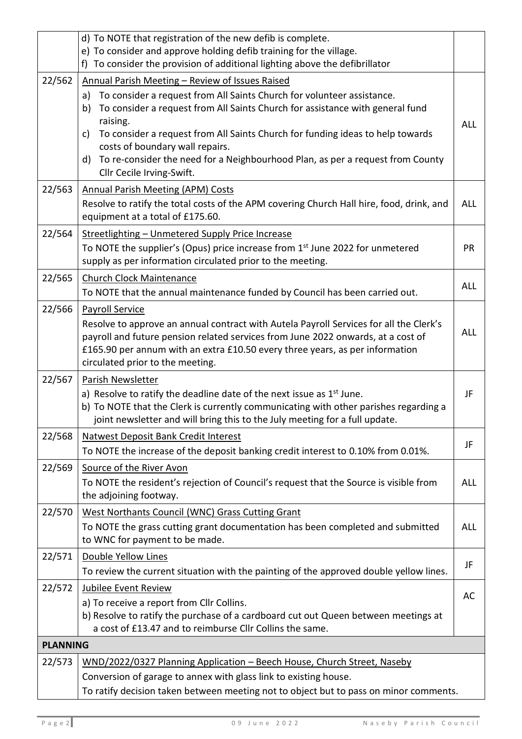| | | |
|---|---|---|
| | d) To NOTE that registration of the new defib is complete.<br>e) To consider and approve holding defib training for the village.<br>f) To consider the provision of additional lighting above the defibrillator | |
| 22/562 | Annual Parish Meeting – Review of Issues Raised<br>a) To consider a request from All Saints Church for volunteer assistance.<br>b) To consider a request from All Saints Church for assistance with general fund raising.<br>c) To consider a request from All Saints Church for funding ideas to help towards costs of boundary wall repairs.<br>d) To re-consider the need for a Neighbourhood Plan, as per a request from County Cllr Cecile Irving-Swift. | ALL |
| 22/563 | Annual Parish Meeting (APM) Costs<br>Resolve to ratify the total costs of the APM covering Church Hall hire, food, drink, and equipment at a total of £175.60. | ALL |
| 22/564 | Streetlighting – Unmetered Supply Price Increase<br>To NOTE the supplier's (Opus) price increase from 1st June 2022 for unmetered supply as per information circulated prior to the meeting. | PR |
| 22/565 | Church Clock Maintenance<br>To NOTE that the annual maintenance funded by Council has been carried out. | ALL |
| 22/566 | Payroll Service<br>Resolve to approve an annual contract with Autela Payroll Services for all the Clerk's payroll and future pension related services from June 2022 onwards, at a cost of £165.90 per annum with an extra £10.50 every three years, as per information circulated prior to the meeting. | ALL |
| 22/567 | Parish Newsletter<br>a) Resolve to ratify the deadline date of the next issue as 1st June.<br>b) To NOTE that the Clerk is currently communicating with other parishes regarding a joint newsletter and will bring this to the July meeting for a full update. | JF |
| 22/568 | Natwest Deposit Bank Credit Interest<br>To NOTE the increase of the deposit banking credit interest to 0.10% from 0.01%. | JF |
| 22/569 | Source of the River Avon<br>To NOTE the resident's rejection of Council's request that the Source is visible from the adjoining footway. | ALL |
| 22/570 | West Northants Council (WNC) Grass Cutting Grant<br>To NOTE the grass cutting grant documentation has been completed and submitted to WNC for payment to be made. | ALL |
| 22/571 | Double Yellow Lines<br>To review the current situation with the painting of the approved double yellow lines. | JF |
| 22/572 | Jubilee Event Review<br>a) To receive a report from Cllr Collins.<br>b) Resolve to ratify the purchase of a cardboard cut out Queen between meetings at a cost of £13.47 and to reimburse Cllr Collins the same. | AC |
| **PLANNING** | | |
| 22/573 | WND/2022/0327 Planning Application – Beech House, Church Street, Naseby<br>Conversion of garage to annex with glass link to existing house.<br>To ratify decision taken between meeting not to object but to pass on minor comments. | |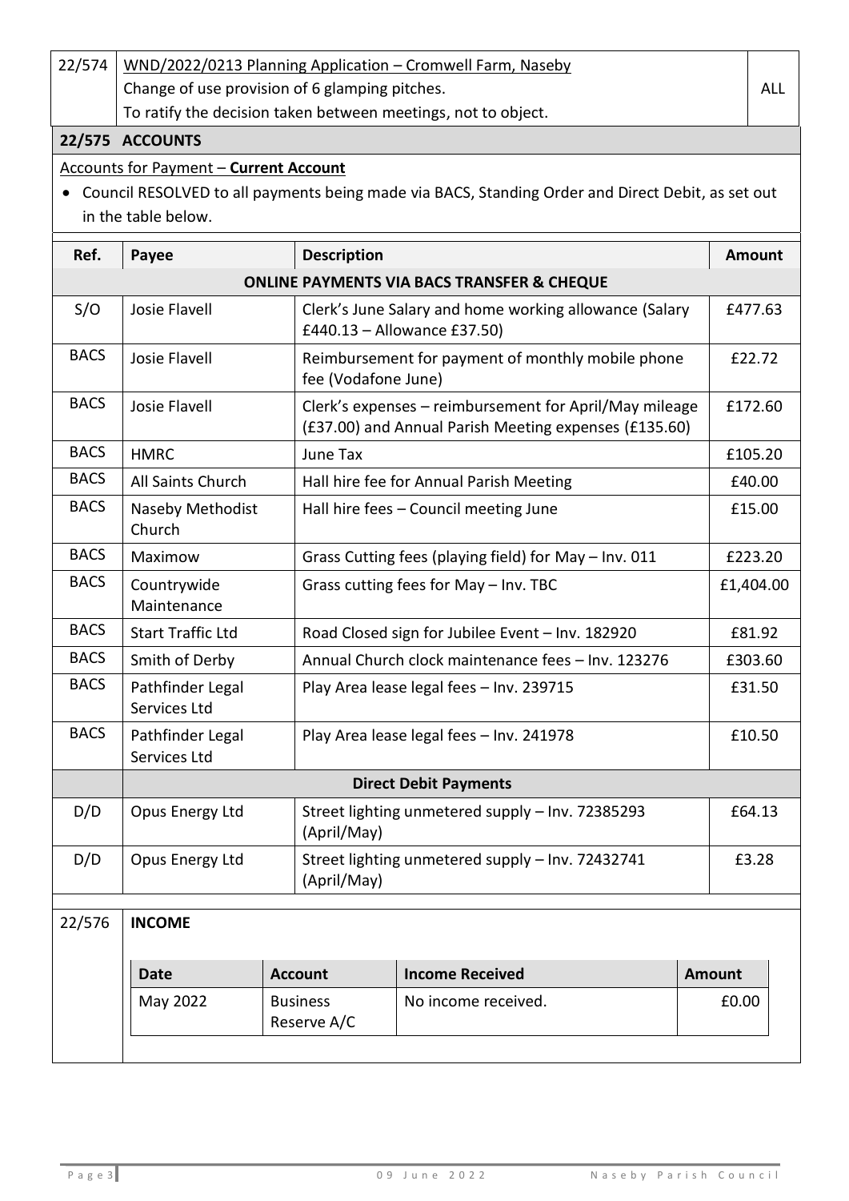| 22/574 | <u>WND/2022/0213 Planning Application – Cromwell Farm, Naseby</u><br>Change of use provision of 6 glamping pitches.<br>To ratify the decision taken between meetings, not to object. | ALL |
|---|---|---|

**22/575 ACCOUNTS**

<u>Accounts for Payment – **Current Account**</u>

- Council RESOLVED to all payments being made via BACS, Standing Order and Direct Debit, as set out in the table below.

| Ref. | Payee | Description | Amount |
|---|---|---|---|
| | | **ONLINE PAYMENTS VIA BACS TRANSFER & CHEQUE** | |
| S/O | Josie Flavell | Clerk's June Salary and home working allowance (Salary £440.13 – Allowance £37.50) | £477.63 |
| BACS | Josie Flavell | Reimbursement for payment of monthly mobile phone fee (Vodafone June) | £22.72 |
| BACS | Josie Flavell | Clerk's expenses – reimbursement for April/May mileage (£37.00) and Annual Parish Meeting expenses (£135.60) | £172.60 |
| BACS | HMRC | June Tax | £105.20 |
| BACS | All Saints Church | Hall hire fee for Annual Parish Meeting | £40.00 |
| BACS | Naseby Methodist Church | Hall hire fees – Council meeting June | £15.00 |
| BACS | Maximow | Grass Cutting fees (playing field) for May – Inv. 011 | £223.20 |
| BACS | Countrywide Maintenance | Grass cutting fees for May – Inv. TBC | £1,404.00 |
| BACS | Start Traffic Ltd | Road Closed sign for Jubilee Event – Inv. 182920 | £81.92 |
| BACS | Smith of Derby | Annual Church clock maintenance fees – Inv. 123276 | £303.60 |
| BACS | Pathfinder Legal Services Ltd | Play Area lease legal fees – Inv. 239715 | £31.50 |
| BACS | Pathfinder Legal Services Ltd | Play Area lease legal fees – Inv. 241978 | £10.50 |
| | | **Direct Debit Payments** | |
| D/D | Opus Energy Ltd | Street lighting unmetered supply – Inv. 72385293 (April/May) | £64.13 |
| D/D | Opus Energy Ltd | Street lighting unmetered supply – Inv. 72432741 (April/May) | £3.28 |

**22/576 INCOME**

| Date | Account | Income Received | Amount |
|---|---|---|---|
| May 2022 | Business Reserve A/C | No income received. | £0.00 |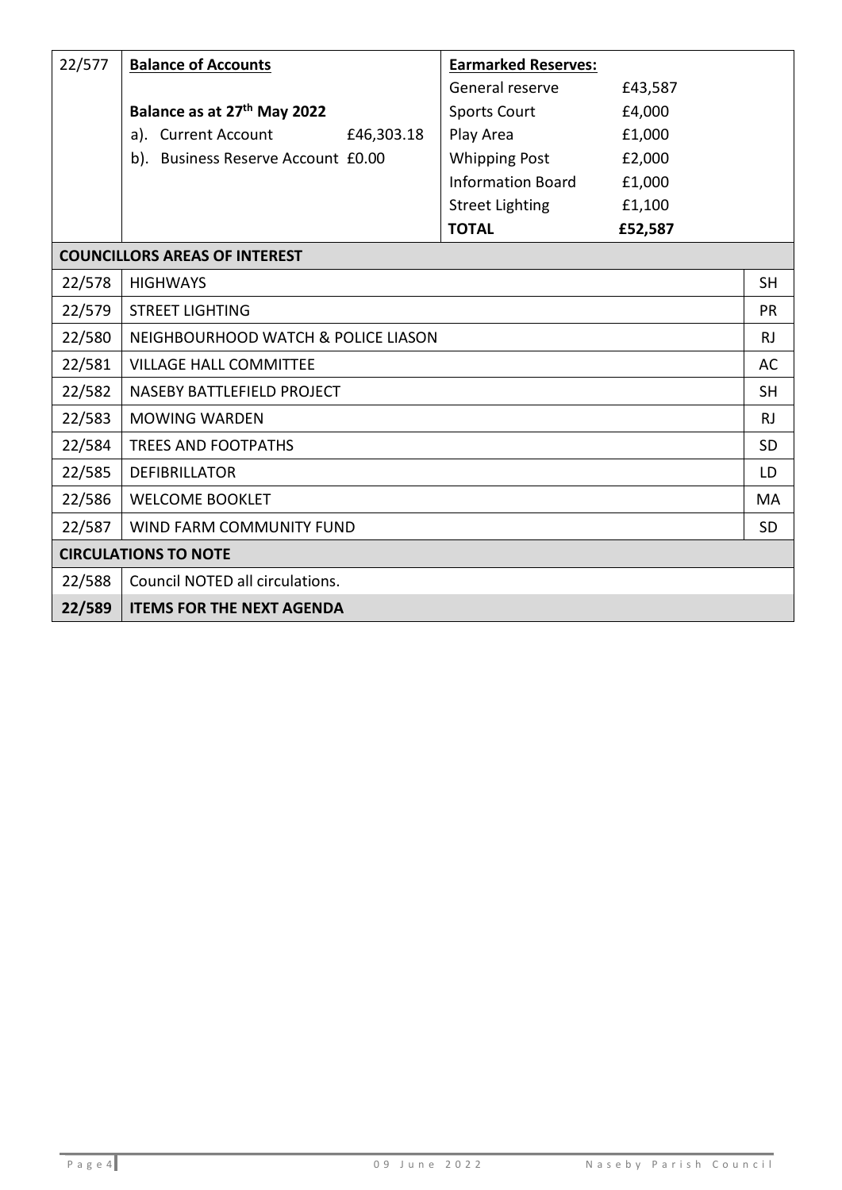| | | | |
|---|---|---|---|
| 22/577 | **Balance of Accounts**<br><br>**Balance as at 27th May 2022**<br>a). Current Account £46,303.18<br>b). Business Reserve Account £0.00 | **Earmarked Reserves:**<br>General reserve £43,587<br>Sports Court £4,000<br>Play Area £1,000<br>Whipping Post £2,000<br>Information Board £1,000<br>Street Lighting £1,100<br>**TOTAL** **£52,587** | |
| **COUNCILLORS AREAS OF INTEREST** | | | |
| 22/578 | HIGHWAYS | | SH |
| 22/579 | STREET LIGHTING | | PR |
| 22/580 | NEIGHBOURHOOD WATCH & POLICE LIASON | | RJ |
| 22/581 | VILLAGE HALL COMMITTEE | | AC |
| 22/582 | NASEBY BATTLEFIELD PROJECT | | SH |
| 22/583 | MOWING WARDEN | | RJ |
| 22/584 | TREES AND FOOTPATHS | | SD |
| 22/585 | DEFIBRILLATOR | | LD |
| 22/586 | WELCOME BOOKLET | | MA |
| 22/587 | WIND FARM COMMUNITY FUND | | SD |
| **CIRCULATIONS TO NOTE** | | | |
| 22/588 | Council NOTED all circulations. | | |
| **22/589** | **ITEMS FOR THE NEXT AGENDA** | | |